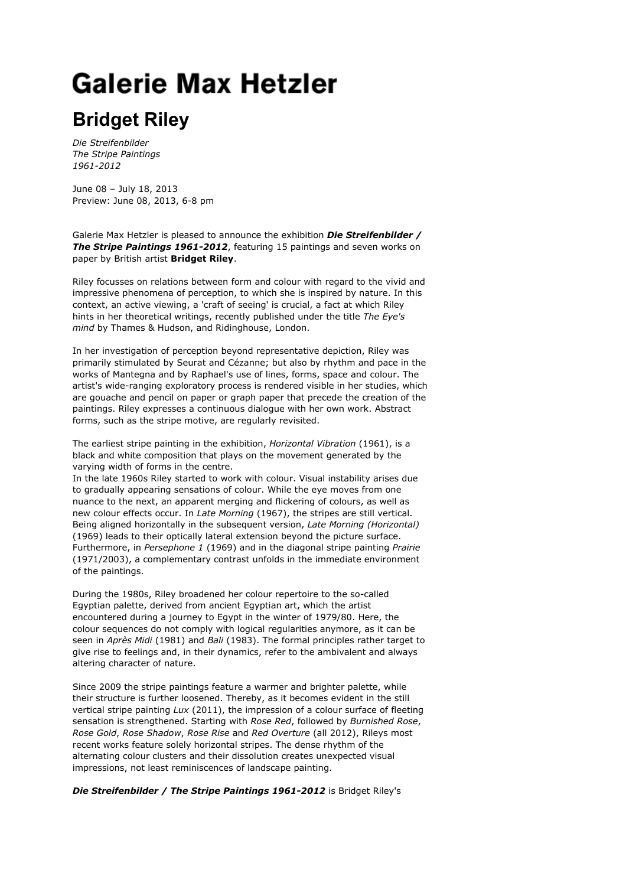# Galerie Max Hetzler

## Bridget Riley

*Die Streifenbilder*
*The Stripe Paintings*
*1961-2012*

June 08 – July 18, 2013
Preview: June 08, 2013, 6-8 pm

Galerie Max Hetzler is pleased to announce the exhibition ***Die Streifenbilder / The Stripe Paintings 1961-2012***, featuring 15 paintings and seven works on paper by British artist **Bridget Riley**.

Riley focusses on relations between form and colour with regard to the vivid and impressive phenomena of perception, to which she is inspired by nature. In this context, an active viewing, a 'craft of seeing' is crucial, a fact at which Riley hints in her theoretical writings, recently published under the title *The Eye's mind* by Thames & Hudson, and Ridinghouse, London.

In her investigation of perception beyond representative depiction, Riley was primarily stimulated by Seurat and Cézanne; but also by rhythm and pace in the works of Mantegna and by Raphael's use of lines, forms, space and colour. The artist's wide-ranging exploratory process is rendered visible in her studies, which are gouache and pencil on paper or graph paper that precede the creation of the paintings. Riley expresses a continuous dialogue with her own work. Abstract forms, such as the stripe motive, are regularly revisited.

The earliest stripe painting in the exhibition, *Horizontal Vibration* (1961), is a black and white composition that plays on the movement generated by the varying width of forms in the centre.
In the late 1960s Riley started to work with colour. Visual instability arises due to gradually appearing sensations of colour. While the eye moves from one nuance to the next, an apparent merging and flickering of colours, as well as new colour effects occur. In *Late Morning* (1967), the stripes are still vertical. Being aligned horizontally in the subsequent version, *Late Morning (Horizontal)* (1969) leads to their optically lateral extension beyond the picture surface. Furthermore, in *Persephone 1* (1969) and in the diagonal stripe painting *Prairie* (1971/2003), a complementary contrast unfolds in the immediate environment of the paintings.

During the 1980s, Riley broadened her colour repertoire to the so-called Egyptian palette, derived from ancient Egyptian art, which the artist encountered during a journey to Egypt in the winter of 1979/80. Here, the colour sequences do not comply with logical regularities anymore, as it can be seen in *Après Midi* (1981) and *Bali* (1983). The formal principles rather target to give rise to feelings and, in their dynamics, refer to the ambivalent and always altering character of nature.

Since 2009 the stripe paintings feature a warmer and brighter palette, while their structure is further loosened. Thereby, as it becomes evident in the still vertical stripe painting *Lux* (2011), the impression of a colour surface of fleeting sensation is strengthened. Starting with *Rose Red*, followed by *Burnished Rose*, *Rose Gold*, *Rose Shadow*, *Rose Rise* and *Red Overture* (all 2012), Rileys most recent works feature solely horizontal stripes. The dense rhythm of the alternating colour clusters and their dissolution creates unexpected visual impressions, not least reminiscences of landscape painting.

***Die Streifenbilder / The Stripe Paintings 1961-2012*** is Bridget Riley's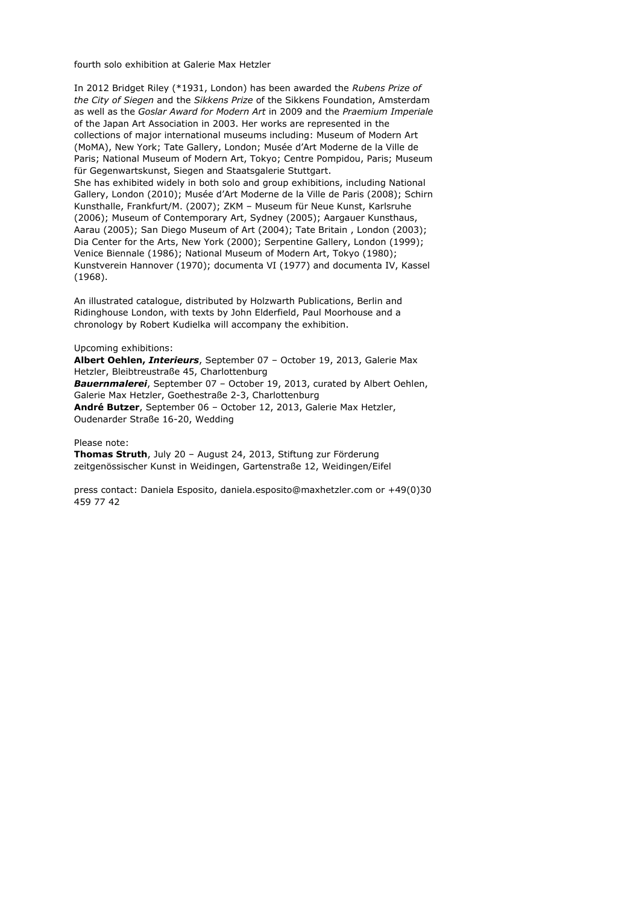fourth solo exhibition at Galerie Max Hetzler

In 2012 Bridget Riley (*1931, London) has been awarded the *Rubens Prize of the City of Siegen* and the *Sikkens Prize* of the Sikkens Foundation, Amsterdam as well as the *Goslar Award for Modern Art* in 2009 and the *Praemium Imperiale* of the Japan Art Association in 2003. Her works are represented in the collections of major international museums including: Museum of Modern Art (MoMA), New York; Tate Gallery, London; Musée d'Art Moderne de la Ville de Paris; National Museum of Modern Art, Tokyo; Centre Pompidou, Paris; Museum für Gegenwartskunst, Siegen and Staatsgalerie Stuttgart.
She has exhibited widely in both solo and group exhibitions, including National Gallery, London (2010); Musée d'Art Moderne de la Ville de Paris (2008); Schirn Kunsthalle, Frankfurt/M. (2007); ZKM – Museum für Neue Kunst, Karlsruhe (2006); Museum of Contemporary Art, Sydney (2005); Aargauer Kunsthaus, Aarau (2005); San Diego Museum of Art (2004); Tate Britain , London (2003); Dia Center for the Arts, New York (2000); Serpentine Gallery, London (1999); Venice Biennale (1986); National Museum of Modern Art, Tokyo (1980); Kunstverein Hannover (1970); documenta VI (1977) and documenta IV, Kassel (1968).

An illustrated catalogue, distributed by Holzwarth Publications, Berlin and Ridinghouse London, with texts by John Elderfield, Paul Moorhouse and a chronology by Robert Kudielka will accompany the exhibition.

Upcoming exhibitions:
**Albert Oehlen, *Interieurs***, September 07 – October 19, 2013, Galerie Max Hetzler, Bleibtreustraße 45, Charlottenburg
***Bauernmalerei***, September 07 – October 19, 2013, curated by Albert Oehlen, Galerie Max Hetzler, Goethestraße 2-3, Charlottenburg
**André Butzer**, September 06 – October 12, 2013, Galerie Max Hetzler, Oudenarder Straße 16-20, Wedding

Please note:
**Thomas Struth**, July 20 – August 24, 2013, Stiftung zur Förderung zeitgenössischer Kunst in Weidingen, Gartenstraße 12, Weidingen/Eifel

press contact: Daniela Esposito, daniela.esposito@maxhetzler.com or +49(0)30 459 77 42